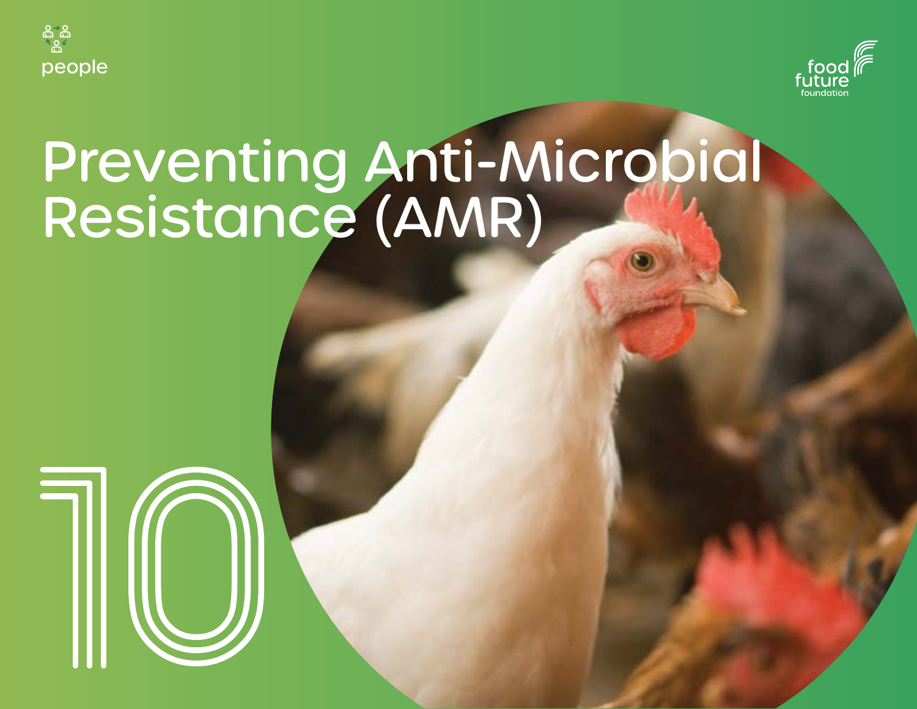people

food future foundation

# Preventing Anti-Microbial Resistance (AMR)

10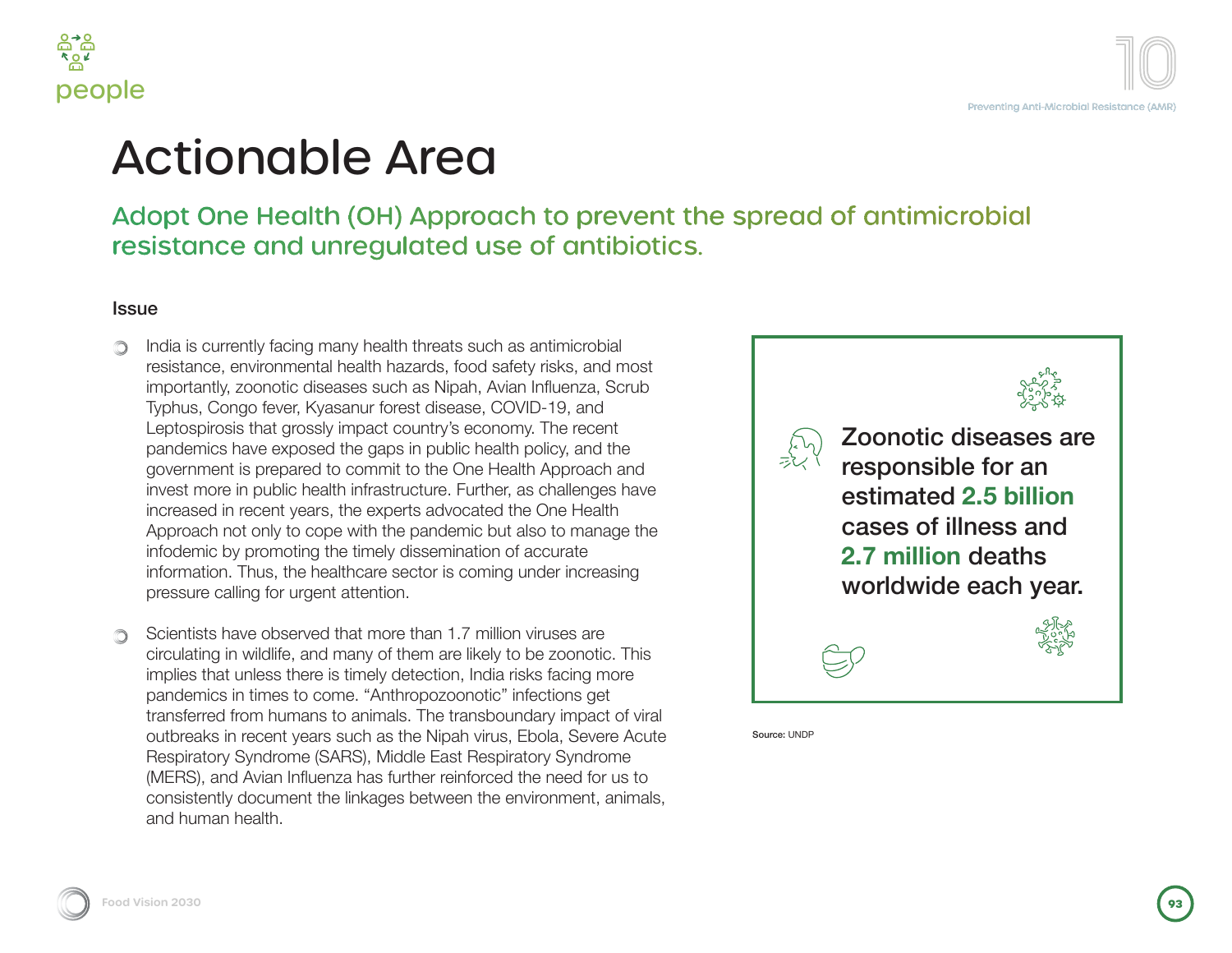# Actionable Area

## Adopt One Health (OH) Approach to prevent the spread of antimicrobial resistance and unregulated use of antibiotics.

### Issue

- India is currently facing many health threats such as antimicrobial resistance, environmental health hazards, food safety risks, and most importantly, zoonotic diseases such as Nipah, Avian Influenza, Scrub Typhus, Congo fever, Kyasanur forest disease, COVID-19, and Leptospirosis that grossly impact country's economy. The recent pandemics have exposed the gaps in public health policy, and the government is prepared to commit to the One Health Approach and invest more in public health infrastructure. Further, as challenges have increased in recent years, the experts advocated the One Health Approach not only to cope with the pandemic but also to manage the infodemic by promoting the timely dissemination of accurate information. Thus, the healthcare sector is coming under increasing pressure calling for urgent attention.

- Scientists have observed that more than 1.7 million viruses are circulating in wildlife, and many of them are likely to be zoonotic. This implies that unless there is timely detection, India risks facing more pandemics in times to come. "Anthropozoonotic" infections get transferred from humans to animals. The transboundary impact of viral outbreaks in recent years such as the Nipah virus, Ebola, Severe Acute Respiratory Syndrome (SARS), Middle East Respiratory Syndrome (MERS), and Avian Influenza has further reinforced the need for us to consistently document the linkages between the environment, animals, and human health.

Zoonotic diseases are responsible for an estimated **2.5 billion** cases of illness and **2.7 million** deaths worldwide each year.

Source: UNDP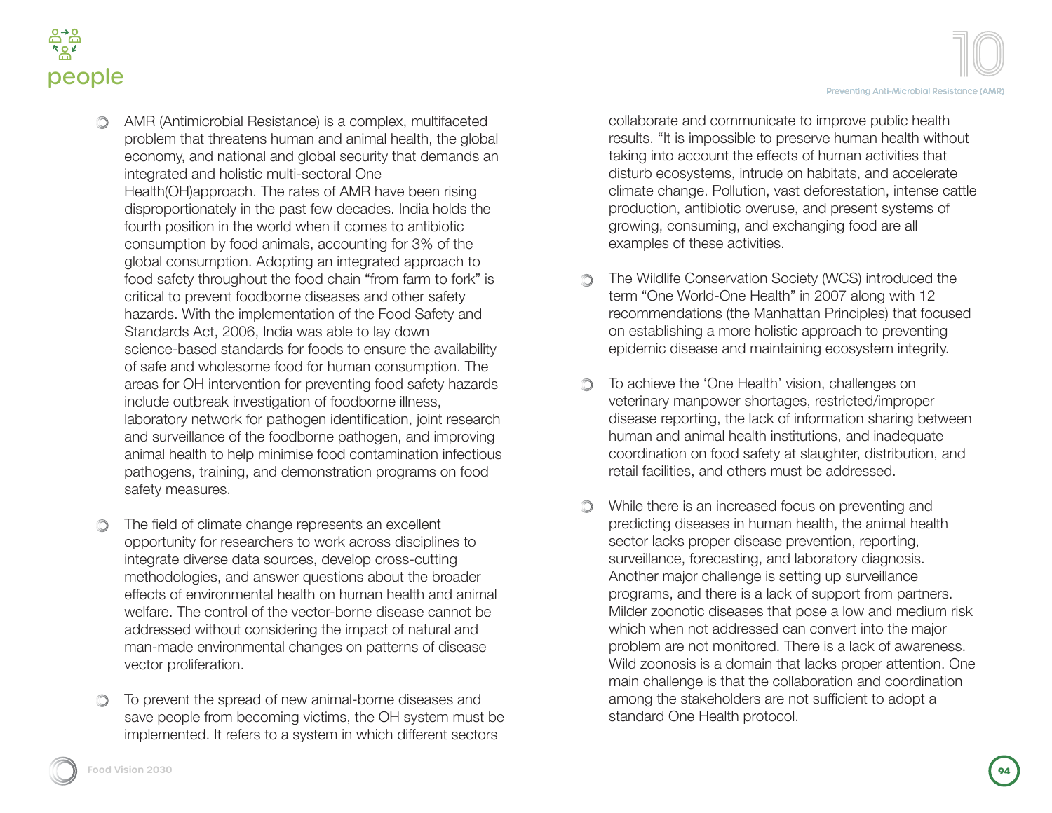- AMR (Antimicrobial Resistance) is a complex, multifaceted problem that threatens human and animal health, the global economy, and national and global security that demands an integrated and holistic multi-sectoral One Health(OH)approach. The rates of AMR have been rising disproportionately in the past few decades. India holds the fourth position in the world when it comes to antibiotic consumption by food animals, accounting for 3% of the global consumption. Adopting an integrated approach to food safety throughout the food chain "from farm to fork" is critical to prevent foodborne diseases and other safety hazards. With the implementation of the Food Safety and Standards Act, 2006, India was able to lay down science-based standards for foods to ensure the availability of safe and wholesome food for human consumption. The areas for OH intervention for preventing food safety hazards include outbreak investigation of foodborne illness, laboratory network for pathogen identification, joint research and surveillance of the foodborne pathogen, and improving animal health to help minimise food contamination infectious pathogens, training, and demonstration programs on food safety measures.

- The field of climate change represents an excellent opportunity for researchers to work across disciplines to integrate diverse data sources, develop cross-cutting methodologies, and answer questions about the broader effects of environmental health on human health and animal welfare. The control of the vector-borne disease cannot be addressed without considering the impact of natural and man-made environmental changes on patterns of disease vector proliferation.

- To prevent the spread of new animal-borne diseases and save people from becoming victims, the OH system must be implemented. It refers to a system in which different sectors collaborate and communicate to improve public health results. "It is impossible to preserve human health without taking into account the effects of human activities that disturb ecosystems, intrude on habitats, and accelerate climate change. Pollution, vast deforestation, intense cattle production, antibiotic overuse, and present systems of growing, consuming, and exchanging food are all examples of these activities.

- The Wildlife Conservation Society (WCS) introduced the term "One World-One Health" in 2007 along with 12 recommendations (the Manhattan Principles) that focused on establishing a more holistic approach to preventing epidemic disease and maintaining ecosystem integrity.

- To achieve the 'One Health' vision, challenges on veterinary manpower shortages, restricted/improper disease reporting, the lack of information sharing between human and animal health institutions, and inadequate coordination on food safety at slaughter, distribution, and retail facilities, and others must be addressed.

- While there is an increased focus on preventing and predicting diseases in human health, the animal health sector lacks proper disease prevention, reporting, surveillance, forecasting, and laboratory diagnosis. Another major challenge is setting up surveillance programs, and there is a lack of support from partners. Milder zoonotic diseases that pose a low and medium risk which when not addressed can convert into the major problem are not monitored. There is a lack of awareness. Wild zoonosis is a domain that lacks proper attention. One main challenge is that the collaboration and coordination among the stakeholders are not sufficient to adopt a standard One Health protocol.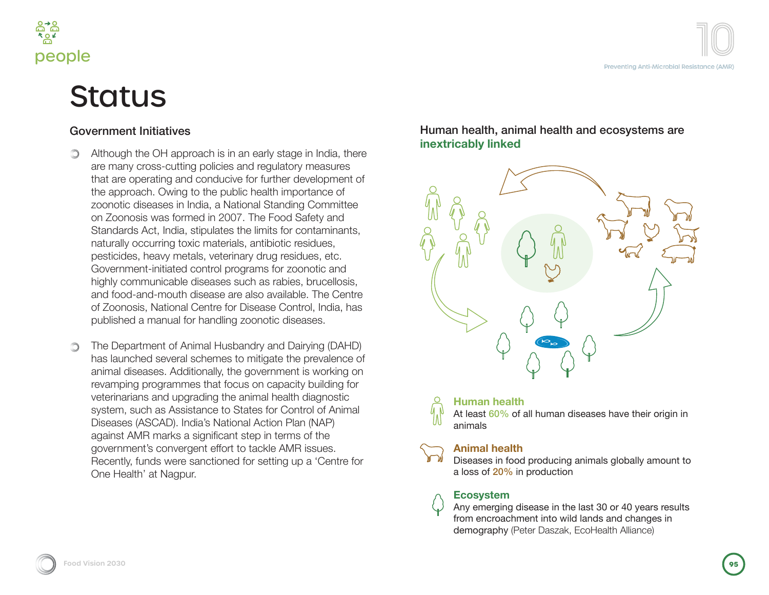# Status

## Government Initiatives

- Although the OH approach is in an early stage in India, there are many cross-cutting policies and regulatory measures that are operating and conducive for further development of the approach. Owing to the public health importance of zoonotic diseases in India, a National Standing Committee on Zoonosis was formed in 2007. The Food Safety and Standards Act, India, stipulates the limits for contaminants, naturally occurring toxic materials, antibiotic residues, pesticides, heavy metals, veterinary drug residues, etc. Government-initiated control programs for zoonotic and highly communicable diseases such as rabies, brucellosis, and food-and-mouth disease are also available. The Centre of Zoonosis, National Centre for Disease Control, India, has published a manual for handling zoonotic diseases.

- The Department of Animal Husbandry and Dairying (DAHD) has launched several schemes to mitigate the prevalence of animal diseases. Additionally, the government is working on revamping programmes that focus on capacity building for veterinarians and upgrading the animal health diagnostic system, such as Assistance to States for Control of Animal Diseases (ASCAD). India's National Action Plan (NAP) against AMR marks a significant step in terms of the government's convergent effort to tackle AMR issues. Recently, funds were sanctioned for setting up a 'Centre for One Health' at Nagpur.

### Human health, animal health and ecosystems are **inextricably linked**

**Human health**
At least 60% of all human diseases have their origin in animals

**Animal health**
Diseases in food producing animals globally amount to a loss of 20% in production

**Ecosystem**
Any emerging disease in the last 30 or 40 years results from encroachment into wild lands and changes in demography (Peter Daszak, EcoHealth Alliance)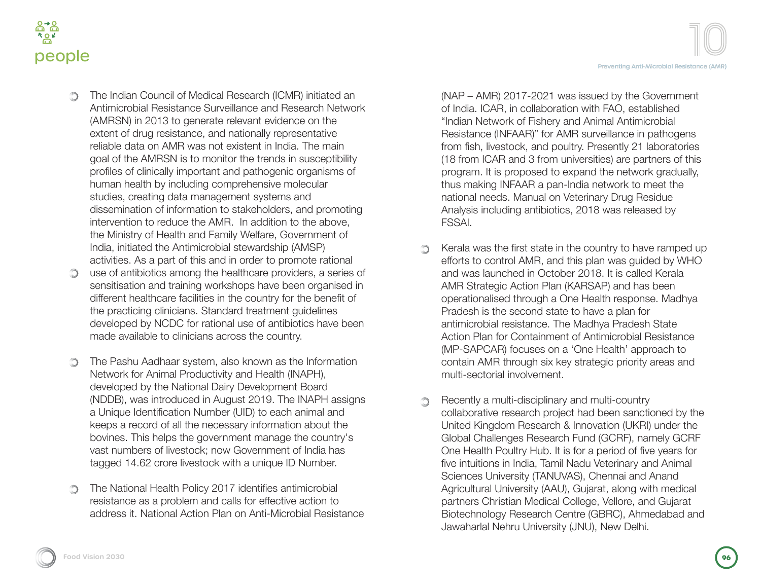- The Indian Council of Medical Research (ICMR) initiated an Antimicrobial Resistance Surveillance and Research Network (AMRSN) in 2013 to generate relevant evidence on the extent of drug resistance, and nationally representative reliable data on AMR was not existent in India. The main goal of the AMRSN is to monitor the trends in susceptibility profiles of clinically important and pathogenic organisms of human health by including comprehensive molecular studies, creating data management systems and dissemination of information to stakeholders, and promoting intervention to reduce the AMR. In addition to the above, the Ministry of Health and Family Welfare, Government of India, initiated the Antimicrobial stewardship (AMSP) activities. As a part of this and in order to promote rational use of antibiotics among the healthcare providers, a series of sensitisation and training workshops have been organised in different healthcare facilities in the country for the benefit of the practicing clinicians. Standard treatment guidelines developed by NCDC for rational use of antibiotics have been made available to clinicians across the country.

- The Pashu Aadhaar system, also known as the Information Network for Animal Productivity and Health (INAPH), developed by the National Dairy Development Board (NDDB), was introduced in August 2019. The INAPH assigns a Unique Identification Number (UID) to each animal and keeps a record of all the necessary information about the bovines. This helps the government manage the country's vast numbers of livestock; now Government of India has tagged 14.62 crore livestock with a unique ID Number.

- The National Health Policy 2017 identifies antimicrobial resistance as a problem and calls for effective action to address it. National Action Plan on Anti-Microbial Resistance (NAP – AMR) 2017-2021 was issued by the Government of India. ICAR, in collaboration with FAO, established "Indian Network of Fishery and Animal Antimicrobial Resistance (INFAAR)" for AMR surveillance in pathogens from fish, livestock, and poultry. Presently 21 laboratories (18 from ICAR and 3 from universities) are partners of this program. It is proposed to expand the network gradually, thus making INFAAR a pan-India network to meet the national needs. Manual on Veterinary Drug Residue Analysis including antibiotics, 2018 was released by FSSAI.

- Kerala was the first state in the country to have ramped up efforts to control AMR, and this plan was guided by WHO and was launched in October 2018. It is called Kerala AMR Strategic Action Plan (KARSAP) and has been operationalised through a One Health response. Madhya Pradesh is the second state to have a plan for antimicrobial resistance. The Madhya Pradesh State Action Plan for Containment of Antimicrobial Resistance (MP-SAPCAR) focuses on a 'One Health' approach to contain AMR through six key strategic priority areas and multi-sectorial involvement.

- Recently a multi-disciplinary and multi-country collaborative research project had been sanctioned by the United Kingdom Research & Innovation (UKRI) under the Global Challenges Research Fund (GCRF), namely GCRF One Health Poultry Hub. It is for a period of five years for five intuitions in India, Tamil Nadu Veterinary and Animal Sciences University (TANUVAS), Chennai and Anand Agricultural University (AAU), Gujarat, along with medical partners Christian Medical College, Vellore, and Gujarat Biotechnology Research Centre (GBRC), Ahmedabad and Jawaharlal Nehru University (JNU), New Delhi.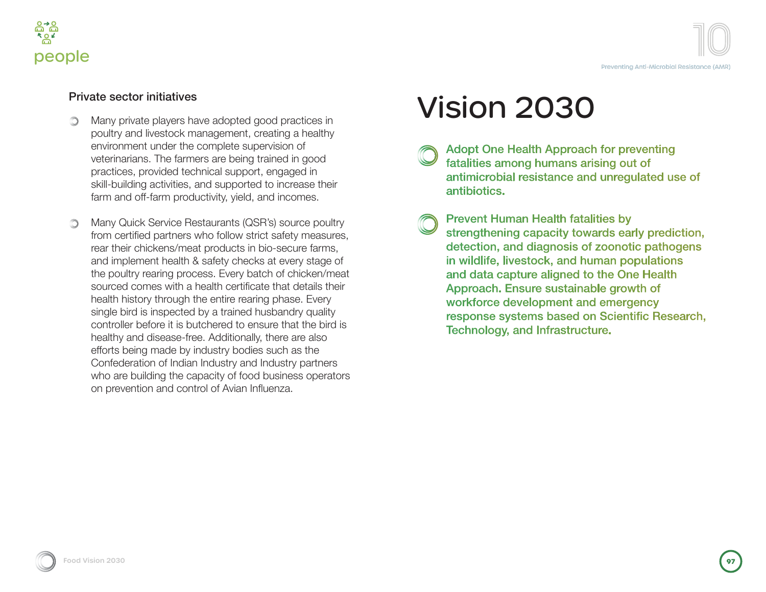### Private sector initiatives

- Many private players have adopted good practices in poultry and livestock management, creating a healthy environment under the complete supervision of veterinarians. The farmers are being trained in good practices, provided technical support, engaged in skill-building activities, and supported to increase their farm and off-farm productivity, yield, and incomes.

- Many Quick Service Restaurants (QSR's) source poultry from certified partners who follow strict safety measures, rear their chickens/meat products in bio-secure farms, and implement health & safety checks at every stage of the poultry rearing process. Every batch of chicken/meat sourced comes with a health certificate that details their health history through the entire rearing phase. Every single bird is inspected by a trained husbandry quality controller before it is butchered to ensure that the bird is healthy and disease-free. Additionally, there are also efforts being made by industry bodies such as the Confederation of Indian Industry and Industry partners who are building the capacity of food business operators on prevention and control of Avian Influenza.

# Vision 2030

- Adopt One Health Approach for preventing fatalities among humans arising out of antimicrobial resistance and unregulated use of antibiotics.

- Prevent Human Health fatalities by strengthening capacity towards early prediction, detection, and diagnosis of zoonotic pathogens in wildlife, livestock, and human populations and data capture aligned to the One Health Approach. Ensure sustainable growth of workforce development and emergency response systems based on Scientific Research, Technology, and Infrastructure.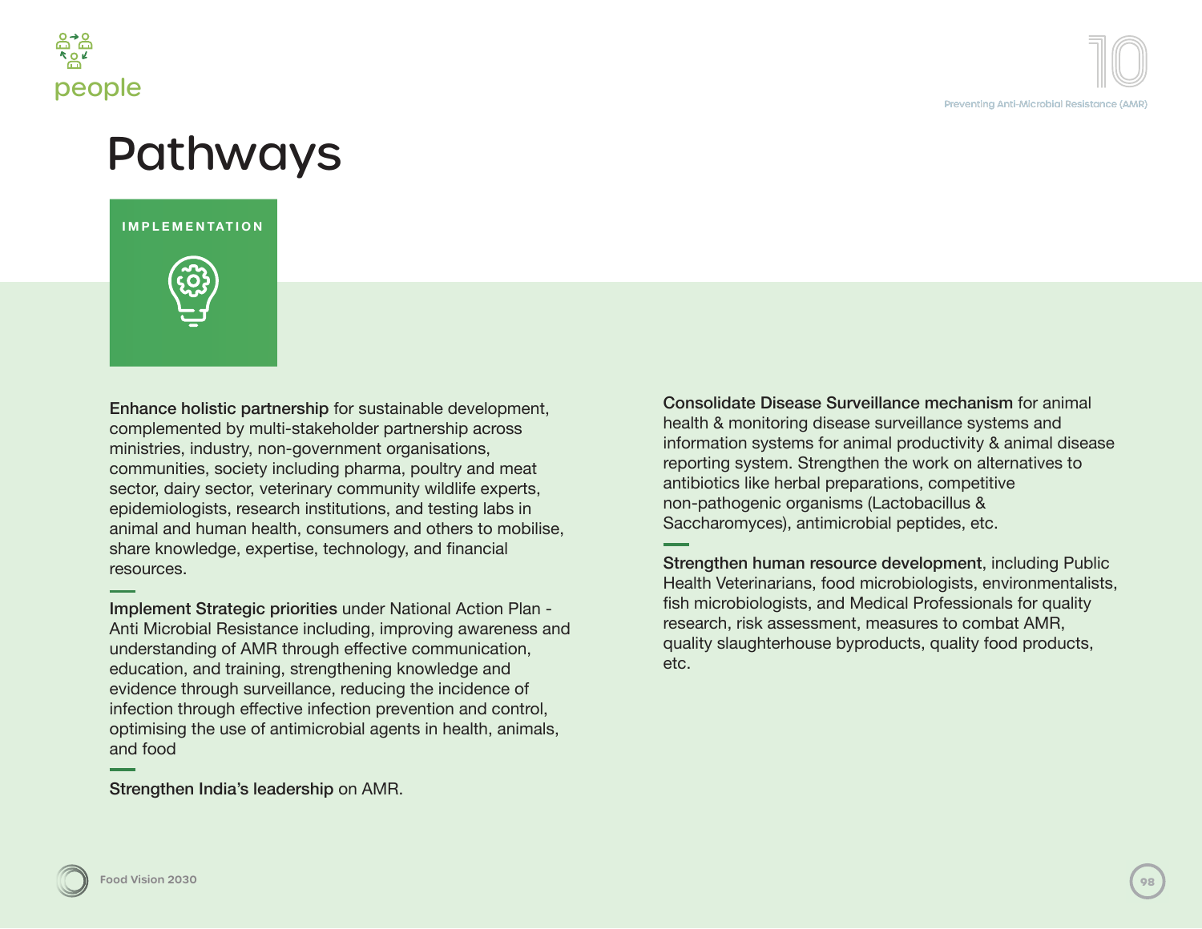# Pathways

## IMPLEMENTATION

**Enhance holistic partnership** for sustainable development, complemented by multi-stakeholder partnership across ministries, industry, non-government organisations, communities, society including pharma, poultry and meat sector, dairy sector, veterinary community wildlife experts, epidemiologists, research institutions, and testing labs in animal and human health, consumers and others to mobilise, share knowledge, expertise, technology, and financial resources.

**Implement Strategic priorities** under National Action Plan - Anti Microbial Resistance including, improving awareness and understanding of AMR through effective communication, education, and training, strengthening knowledge and evidence through surveillance, reducing the incidence of infection through effective infection prevention and control, optimising the use of antimicrobial agents in health, animals, and food

**Strengthen India's leadership** on AMR.

**Consolidate Disease Surveillance mechanism** for animal health & monitoring disease surveillance systems and information systems for animal productivity & animal disease reporting system. Strengthen the work on alternatives to antibiotics like herbal preparations, competitive non-pathogenic organisms (Lactobacillus & Saccharomyces), antimicrobial peptides, etc.

**Strengthen human resource development**, including Public Health Veterinarians, food microbiologists, environmentalists, fish microbiologists, and Medical Professionals for quality research, risk assessment, measures to combat AMR, quality slaughterhouse byproducts, quality food products, etc.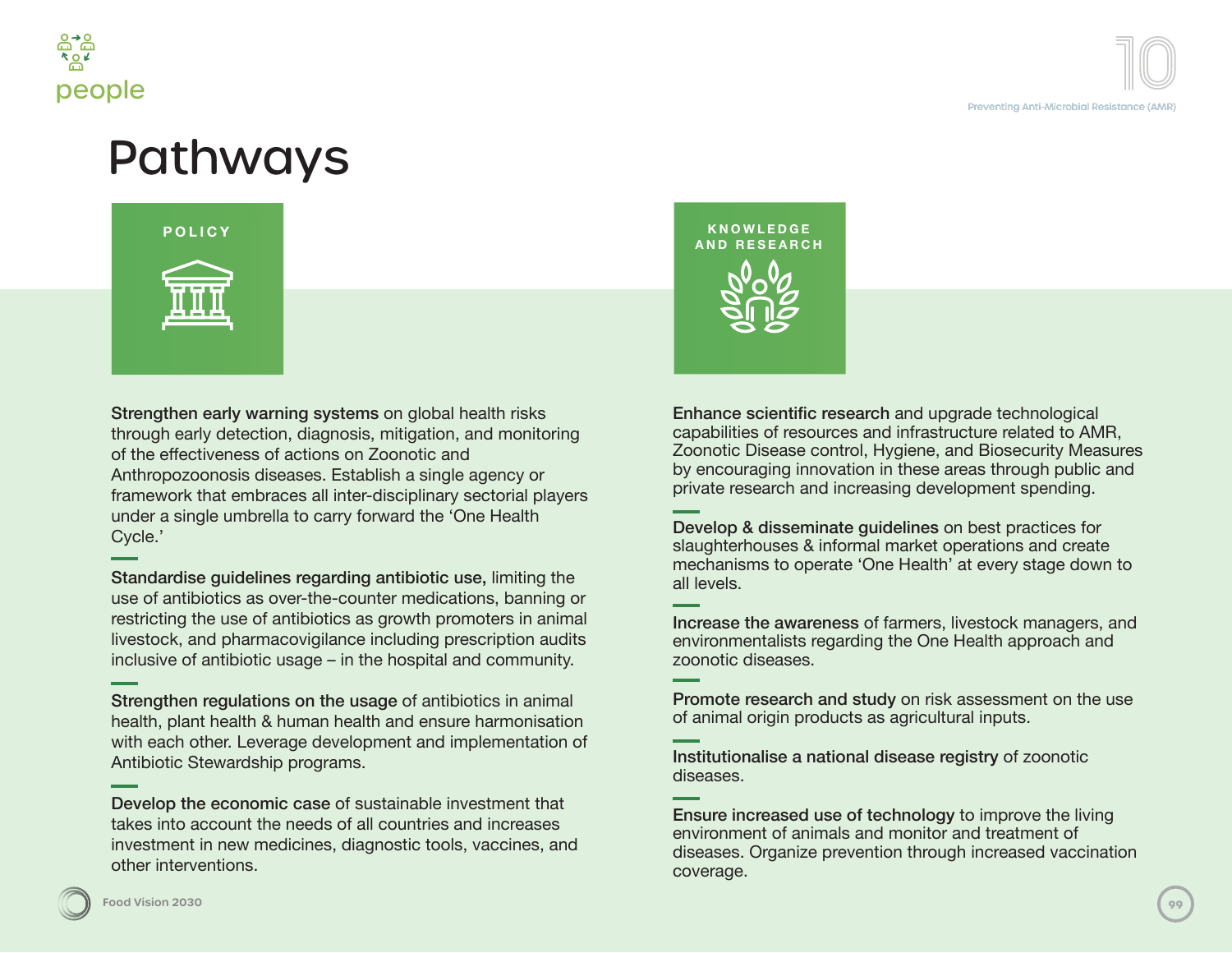# Pathways

## POLICY

**Strengthen early warning systems** on global health risks through early detection, diagnosis, mitigation, and monitoring of the effectiveness of actions on Zoonotic and Anthropozoonosis diseases. Establish a single agency or framework that embraces all inter-disciplinary sectorial players under a single umbrella to carry forward the 'One Health Cycle.'

**Standardise guidelines regarding antibiotic use,** limiting the use of antibiotics as over-the-counter medications, banning or restricting the use of antibiotics as growth promoters in animal livestock, and pharmacovigilance including prescription audits inclusive of antibiotic usage – in the hospital and community.

**Strengthen regulations on the usage** of antibiotics in animal health, plant health & human health and ensure harmonisation with each other. Leverage development and implementation of Antibiotic Stewardship programs.

**Develop the economic case** of sustainable investment that takes into account the needs of all countries and increases investment in new medicines, diagnostic tools, vaccines, and other interventions.

## KNOWLEDGE AND RESEARCH

**Enhance scientific research** and upgrade technological capabilities of resources and infrastructure related to AMR, Zoonotic Disease control, Hygiene, and Biosecurity Measures by encouraging innovation in these areas through public and private research and increasing development spending.

**Develop & disseminate guidelines** on best practices for slaughterhouses & informal market operations and create mechanisms to operate 'One Health' at every stage down to all levels.

**Increase the awareness** of farmers, livestock managers, and environmentalists regarding the One Health approach and zoonotic diseases.

**Promote research and study** on risk assessment on the use of animal origin products as agricultural inputs.

**Institutionalise a national disease registry** of zoonotic diseases.

**Ensure increased use of technology** to improve the living environment of animals and monitor and treatment of diseases. Organize prevention through increased vaccination coverage.